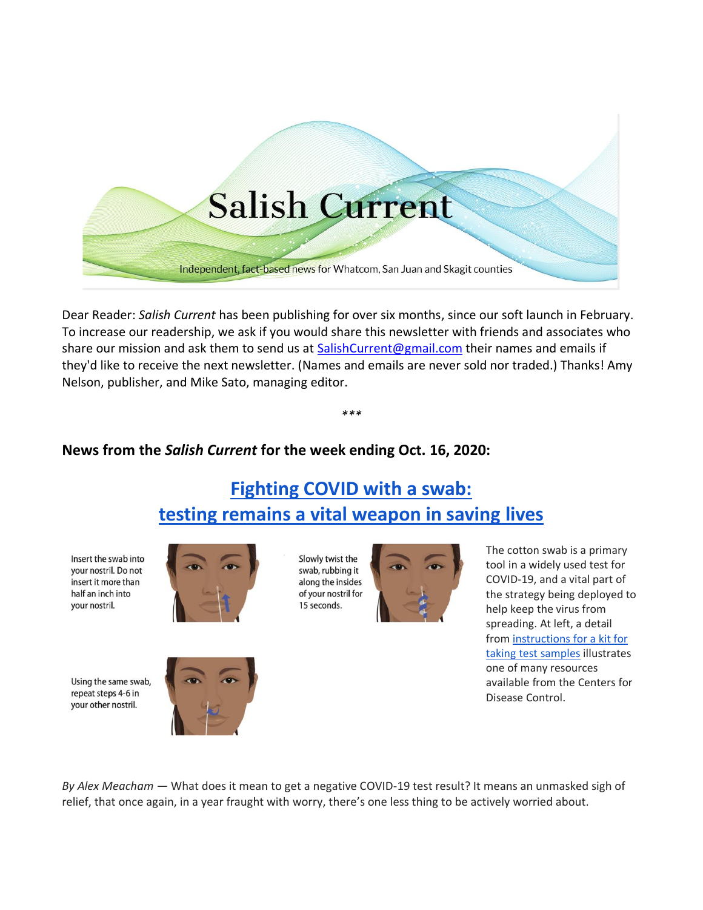Salish Current

Independent, fact-based news for Whatcom, San Juan and Skagit counties

Dear Reader: *Salish Current* has been publishing for over six months, since our soft launch in February. To increase our readership, we ask if you would share this newsletter with friends and associates who share our mission and ask them to send us at SalishCurrent@gmail.com their names and emails if they'd like to receive the next newsletter. (Names and emails are never sold nor traded.) Thanks! Amy Nelson, publisher, and Mike Sato, managing editor.

\*\*\*

**News from the *Salish Current* for the week ending Oct. 16, 2020:**

## Fighting COVID with a swab: testing remains a vital weapon in saving lives

Insert the swab into your nostril. Do not insert it more than half an inch into your nostril.

Slowly twist the swab, rubbing it along the insides of your nostril for 15 seconds.

Using the same swab, repeat steps 4-6 in your other nostril.

The cotton swab is a primary tool in a widely used test for COVID-19, and a vital part of the strategy being deployed to help keep the virus from spreading. At left, a detail from instructions for a kit for taking test samples illustrates one of many resources available from the Centers for Disease Control.

*By Alex Meacham* — What does it mean to get a negative COVID-19 test result? It means an unmasked sigh of relief, that once again, in a year fraught with worry, there's one less thing to be actively worried about.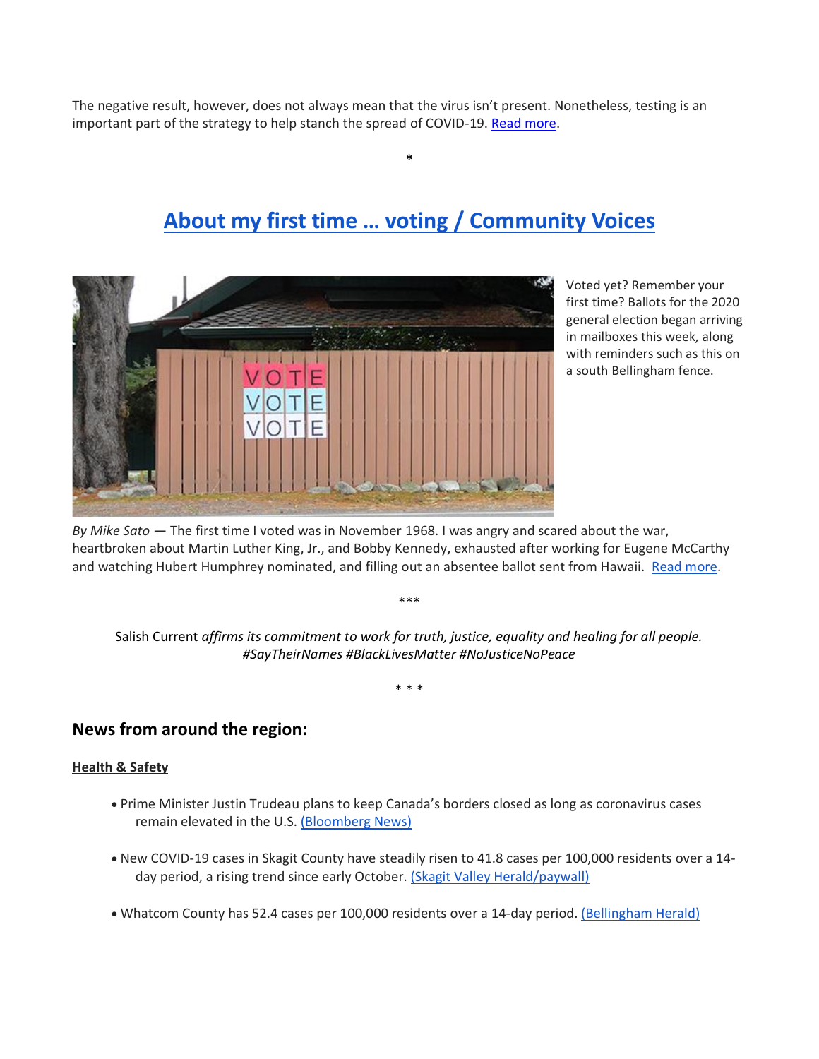The negative result, however, does not always mean that the virus isn't present. Nonetheless, testing is an important part of the strategy to help stanch the spread of COVID-19. [Read more](#).

*

## About my first time … voting / Community Voices

Voted yet? Remember your first time? Ballots for the 2020 general election began arriving in mailboxes this week, along with reminders such as this on a south Bellingham fence.

*By Mike Sato* — The first time I voted was in November 1968. I was angry and scared about the war, heartbroken about Martin Luther King, Jr., and Bobby Kennedy, exhausted after working for Eugene McCarthy and watching Hubert Humphrey nominated, and filling out an absentee ballot sent from Hawaii. [Read more](#).

***

Salish Current *affirms its commitment to work for truth, justice, equality and healing for all people. #SayTheirNames #BlackLivesMatter #NoJusticeNoPeace*

* * *

### News from around the region:

**Health & Safety**

- Prime Minister Justin Trudeau plans to keep Canada's borders closed as long as coronavirus cases remain elevated in the U.S. (Bloomberg News)
- New COVID-19 cases in Skagit County have steadily risen to 41.8 cases per 100,000 residents over a 14-day period, a rising trend since early October. (Skagit Valley Herald/paywall)
- Whatcom County has 52.4 cases per 100,000 residents over a 14-day period. (Bellingham Herald)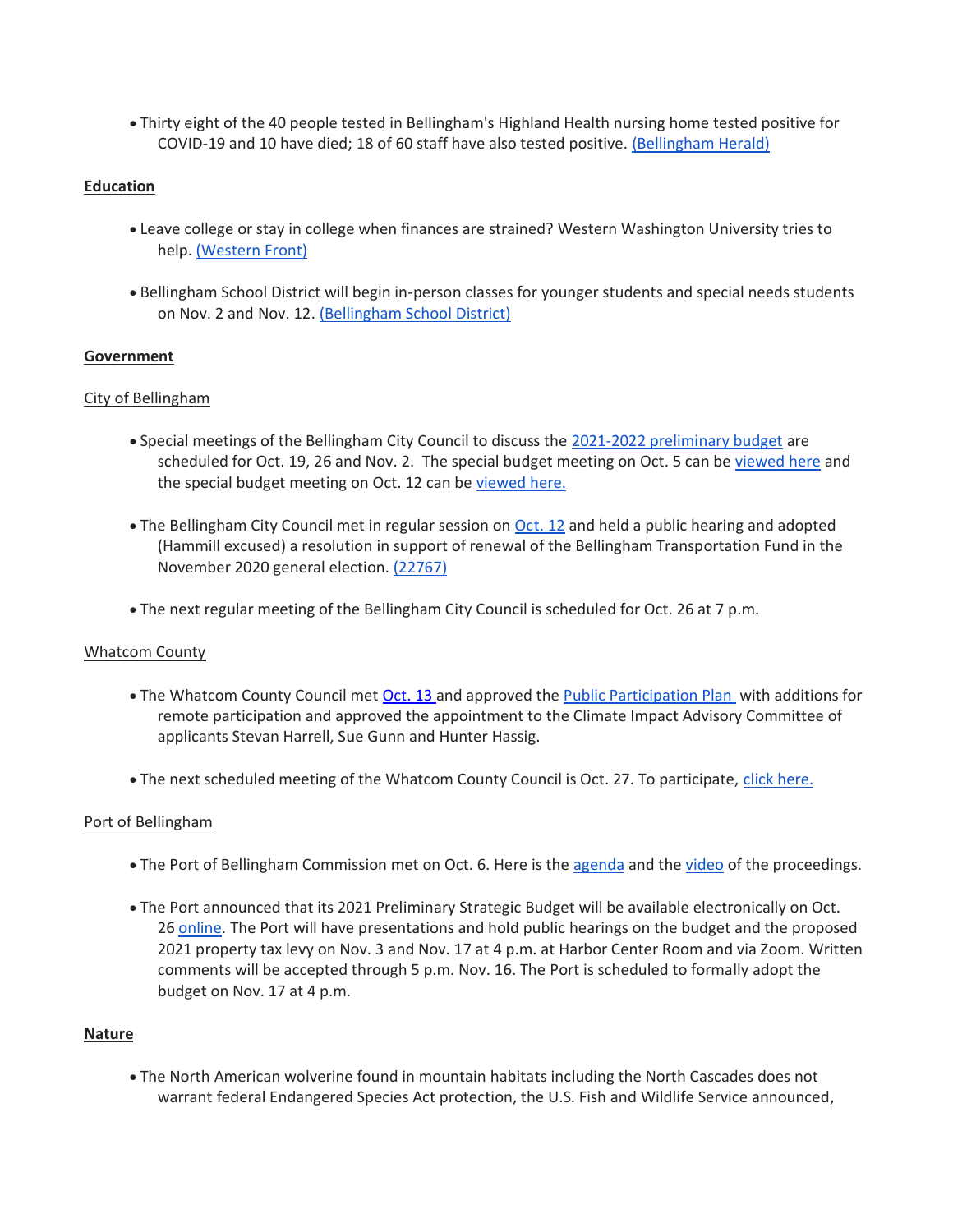- Thirty eight of the 40 people tested in Bellingham's Highland Health nursing home tested positive for COVID-19 and 10 have died; 18 of 60 staff have also tested positive. (Bellingham Herald)

**Education**

- Leave college or stay in college when finances are strained? Western Washington University tries to help. (Western Front)

- Bellingham School District will begin in-person classes for younger students and special needs students on Nov. 2 and Nov. 12. (Bellingham School District)

**Government**

City of Bellingham

- Special meetings of the Bellingham City Council to discuss the 2021-2022 preliminary budget are scheduled for Oct. 19, 26 and Nov. 2. The special budget meeting on Oct. 5 can be viewed here and the special budget meeting on Oct. 12 can be viewed here.

- The Bellingham City Council met in regular session on Oct. 12 and held a public hearing and adopted (Hammill excused) a resolution in support of renewal of the Bellingham Transportation Fund in the November 2020 general election. (22767)

- The next regular meeting of the Bellingham City Council is scheduled for Oct. 26 at 7 p.m.

Whatcom County

- The Whatcom County Council met Oct. 13 and approved the Public Participation Plan with additions for remote participation and approved the appointment to the Climate Impact Advisory Committee of applicants Stevan Harrell, Sue Gunn and Hunter Hassig.

- The next scheduled meeting of the Whatcom County Council is Oct. 27. To participate, click here.

Port of Bellingham

- The Port of Bellingham Commission met on Oct. 6. Here is the agenda and the video of the proceedings.

- The Port announced that its 2021 Preliminary Strategic Budget will be available electronically on Oct. 26 online. The Port will have presentations and hold public hearings on the budget and the proposed 2021 property tax levy on Nov. 3 and Nov. 17 at 4 p.m. at Harbor Center Room and via Zoom. Written comments will be accepted through 5 p.m. Nov. 16. The Port is scheduled to formally adopt the budget on Nov. 17 at 4 p.m.

**Nature**

- The North American wolverine found in mountain habitats including the North Cascades does not warrant federal Endangered Species Act protection, the U.S. Fish and Wildlife Service announced,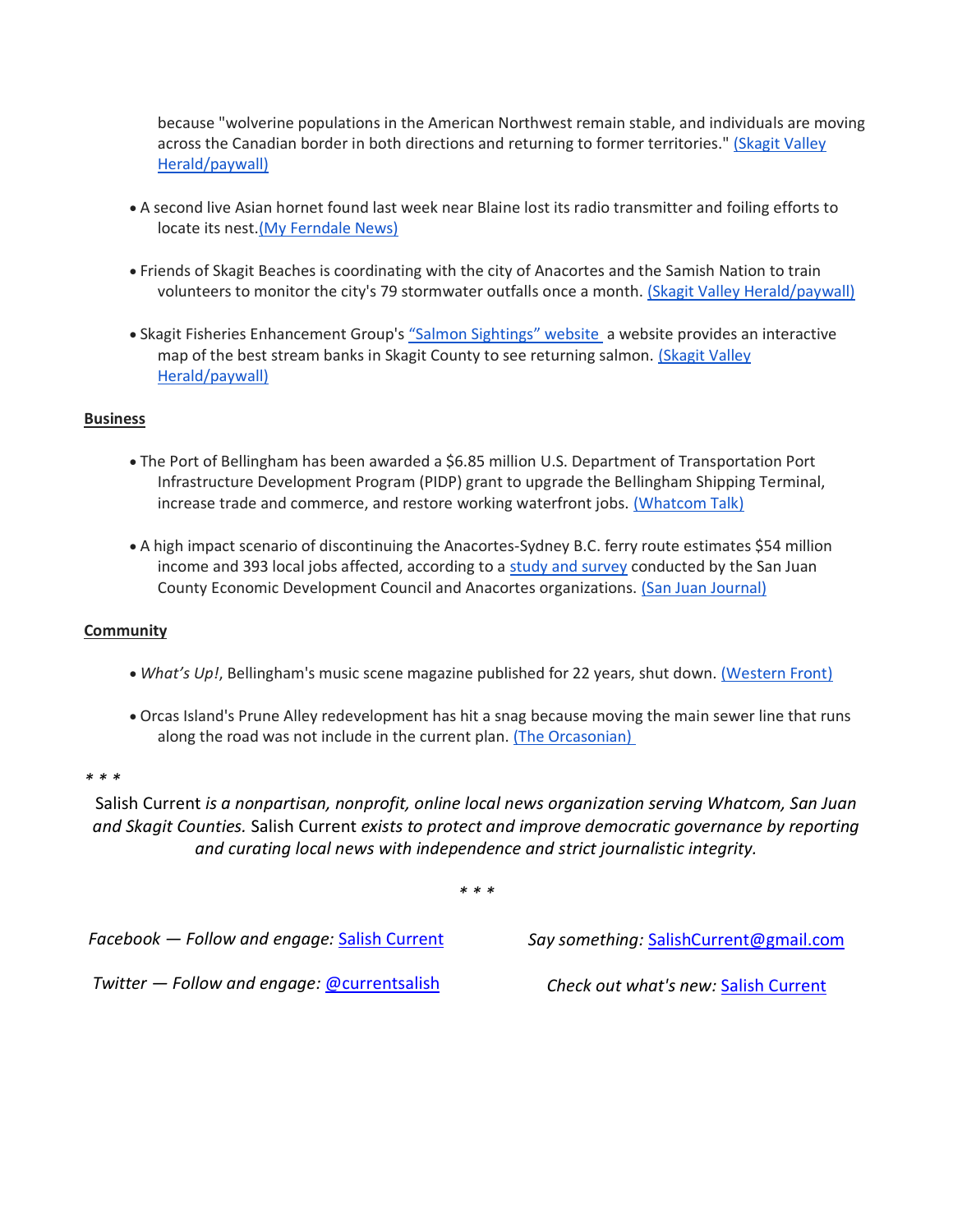because "wolverine populations in the American Northwest remain stable, and individuals are moving across the Canadian border in both directions and returning to former territories." (Skagit Valley Herald/paywall)

- A second live Asian hornet found last week near Blaine lost its radio transmitter and foiling efforts to locate its nest.(My Ferndale News)

- Friends of Skagit Beaches is coordinating with the city of Anacortes and the Samish Nation to train volunteers to monitor the city's 79 stormwater outfalls once a month. (Skagit Valley Herald/paywall)

- Skagit Fisheries Enhancement Group's "Salmon Sightings" website a website provides an interactive map of the best stream banks in Skagit County to see returning salmon. (Skagit Valley Herald/paywall)

**Business**

- The Port of Bellingham has been awarded a $6.85 million U.S. Department of Transportation Port Infrastructure Development Program (PIDP) grant to upgrade the Bellingham Shipping Terminal, increase trade and commerce, and restore working waterfront jobs. (Whatcom Talk)

- A high impact scenario of discontinuing the Anacortes-Sydney B.C. ferry route estimates $54 million income and 393 local jobs affected, according to a study and survey conducted by the San Juan County Economic Development Council and Anacortes organizations. (San Juan Journal)

**Community**

- *What's Up!*, Bellingham's music scene magazine published for 22 years, shut down. (Western Front)

- Orcas Island's Prune Alley redevelopment has hit a snag because moving the main sewer line that runs along the road was not include in the current plan. (The Orcasonian)

*\* \* \**

Salish Current *is a nonpartisan, nonprofit, online local news organization serving Whatcom, San Juan and Skagit Counties.* Salish Current *exists to protect and improve democratic governance by reporting and curating local news with independence and strict journalistic integrity.*

*\* \* \**

*Facebook — Follow and engage:* Salish Current

*Twitter — Follow and engage:* @currentsalish

*Say something:* SalishCurrent@gmail.com

*Check out what's new:* Salish Current